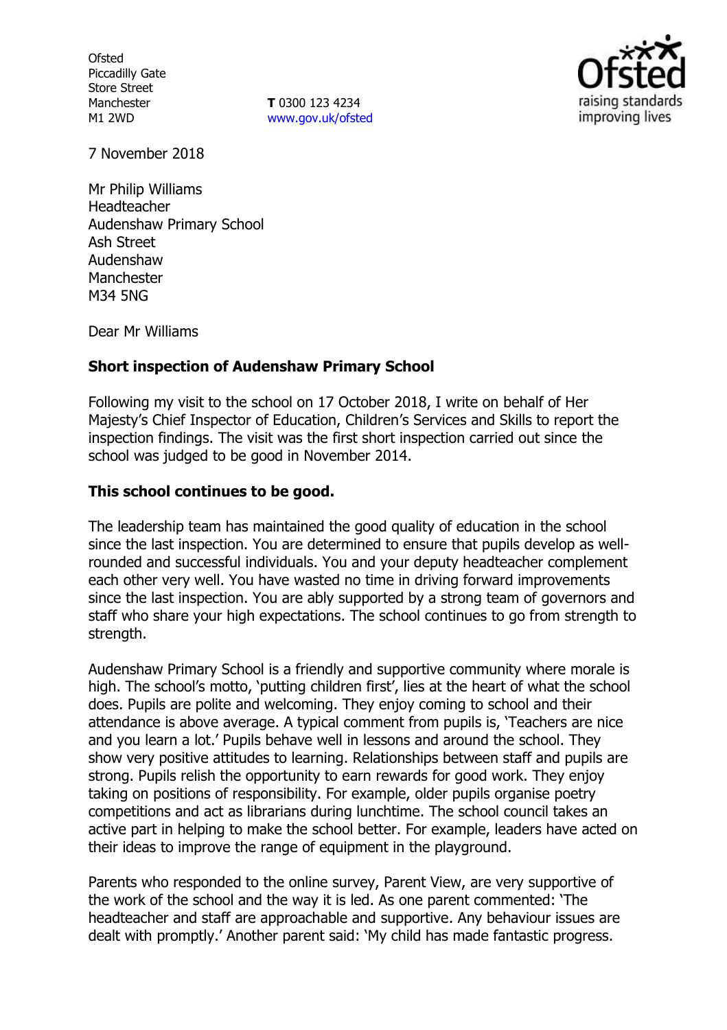Ofsted
Piccadilly Gate
Store Street
Manchester
M1 2WD

**T** 0300 123 4234
www.gov.uk/ofsted

7 November 2018

Mr Philip Williams
Headteacher
Audenshaw Primary School
Ash Street
Audenshaw
Manchester
M34 5NG

Dear Mr Williams

**Short inspection of Audenshaw Primary School**

Following my visit to the school on 17 October 2018, I write on behalf of Her Majesty's Chief Inspector of Education, Children's Services and Skills to report the inspection findings. The visit was the first short inspection carried out since the school was judged to be good in November 2014.

**This school continues to be good.**

The leadership team has maintained the good quality of education in the school since the last inspection. You are determined to ensure that pupils develop as well-rounded and successful individuals. You and your deputy headteacher complement each other very well. You have wasted no time in driving forward improvements since the last inspection. You are ably supported by a strong team of governors and staff who share your high expectations. The school continues to go from strength to strength.

Audenshaw Primary School is a friendly and supportive community where morale is high. The school's motto, 'putting children first', lies at the heart of what the school does. Pupils are polite and welcoming. They enjoy coming to school and their attendance is above average. A typical comment from pupils is, 'Teachers are nice and you learn a lot.' Pupils behave well in lessons and around the school. They show very positive attitudes to learning. Relationships between staff and pupils are strong. Pupils relish the opportunity to earn rewards for good work. They enjoy taking on positions of responsibility. For example, older pupils organise poetry competitions and act as librarians during lunchtime. The school council takes an active part in helping to make the school better. For example, leaders have acted on their ideas to improve the range of equipment in the playground.

Parents who responded to the online survey, Parent View, are very supportive of the work of the school and the way it is led. As one parent commented: 'The headteacher and staff are approachable and supportive. Any behaviour issues are dealt with promptly.' Another parent said: 'My child has made fantastic progress.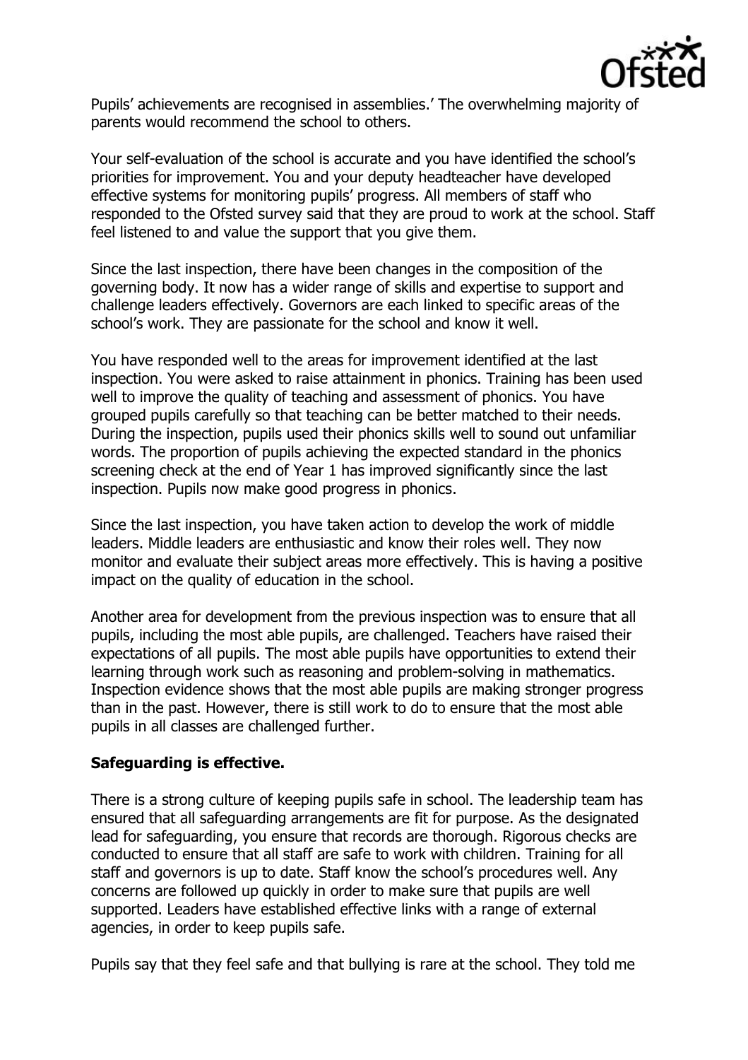Pupils' achievements are recognised in assemblies.' The overwhelming majority of parents would recommend the school to others.

Your self-evaluation of the school is accurate and you have identified the school's priorities for improvement. You and your deputy headteacher have developed effective systems for monitoring pupils' progress. All members of staff who responded to the Ofsted survey said that they are proud to work at the school. Staff feel listened to and value the support that you give them.

Since the last inspection, there have been changes in the composition of the governing body. It now has a wider range of skills and expertise to support and challenge leaders effectively. Governors are each linked to specific areas of the school's work. They are passionate for the school and know it well.

You have responded well to the areas for improvement identified at the last inspection. You were asked to raise attainment in phonics. Training has been used well to improve the quality of teaching and assessment of phonics. You have grouped pupils carefully so that teaching can be better matched to their needs. During the inspection, pupils used their phonics skills well to sound out unfamiliar words. The proportion of pupils achieving the expected standard in the phonics screening check at the end of Year 1 has improved significantly since the last inspection. Pupils now make good progress in phonics.

Since the last inspection, you have taken action to develop the work of middle leaders. Middle leaders are enthusiastic and know their roles well. They now monitor and evaluate their subject areas more effectively. This is having a positive impact on the quality of education in the school.

Another area for development from the previous inspection was to ensure that all pupils, including the most able pupils, are challenged. Teachers have raised their expectations of all pupils. The most able pupils have opportunities to extend their learning through work such as reasoning and problem-solving in mathematics. Inspection evidence shows that the most able pupils are making stronger progress than in the past. However, there is still work to do to ensure that the most able pupils in all classes are challenged further.

**Safeguarding is effective.**

There is a strong culture of keeping pupils safe in school. The leadership team has ensured that all safeguarding arrangements are fit for purpose. As the designated lead for safeguarding, you ensure that records are thorough. Rigorous checks are conducted to ensure that all staff are safe to work with children. Training for all staff and governors is up to date. Staff know the school's procedures well. Any concerns are followed up quickly in order to make sure that pupils are well supported. Leaders have established effective links with a range of external agencies, in order to keep pupils safe.

Pupils say that they feel safe and that bullying is rare at the school. They told me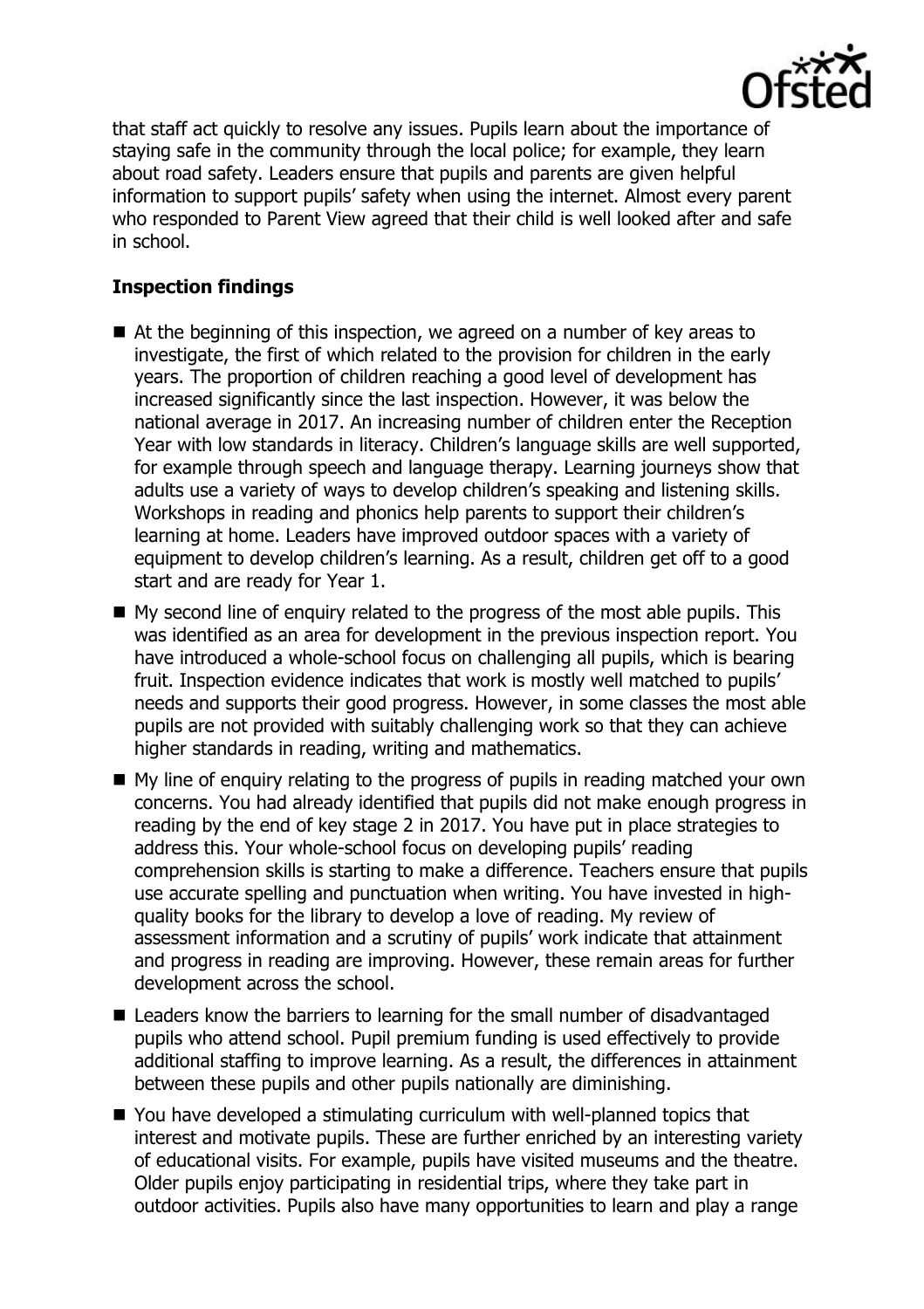that staff act quickly to resolve any issues. Pupils learn about the importance of staying safe in the community through the local police; for example, they learn about road safety. Leaders ensure that pupils and parents are given helpful information to support pupils' safety when using the internet. Almost every parent who responded to Parent View agreed that their child is well looked after and safe in school.

## Inspection findings

- At the beginning of this inspection, we agreed on a number of key areas to investigate, the first of which related to the provision for children in the early years. The proportion of children reaching a good level of development has increased significantly since the last inspection. However, it was below the national average in 2017. An increasing number of children enter the Reception Year with low standards in literacy. Children's language skills are well supported, for example through speech and language therapy. Learning journeys show that adults use a variety of ways to develop children's speaking and listening skills. Workshops in reading and phonics help parents to support their children's learning at home. Leaders have improved outdoor spaces with a variety of equipment to develop children's learning. As a result, children get off to a good start and are ready for Year 1.
- My second line of enquiry related to the progress of the most able pupils. This was identified as an area for development in the previous inspection report. You have introduced a whole-school focus on challenging all pupils, which is bearing fruit. Inspection evidence indicates that work is mostly well matched to pupils' needs and supports their good progress. However, in some classes the most able pupils are not provided with suitably challenging work so that they can achieve higher standards in reading, writing and mathematics.
- My line of enquiry relating to the progress of pupils in reading matched your own concerns. You had already identified that pupils did not make enough progress in reading by the end of key stage 2 in 2017. You have put in place strategies to address this. Your whole-school focus on developing pupils' reading comprehension skills is starting to make a difference. Teachers ensure that pupils use accurate spelling and punctuation when writing. You have invested in high-quality books for the library to develop a love of reading. My review of assessment information and a scrutiny of pupils' work indicate that attainment and progress in reading are improving. However, these remain areas for further development across the school.
- Leaders know the barriers to learning for the small number of disadvantaged pupils who attend school. Pupil premium funding is used effectively to provide additional staffing to improve learning. As a result, the differences in attainment between these pupils and other pupils nationally are diminishing.
- You have developed a stimulating curriculum with well-planned topics that interest and motivate pupils. These are further enriched by an interesting variety of educational visits. For example, pupils have visited museums and the theatre. Older pupils enjoy participating in residential trips, where they take part in outdoor activities. Pupils also have many opportunities to learn and play a range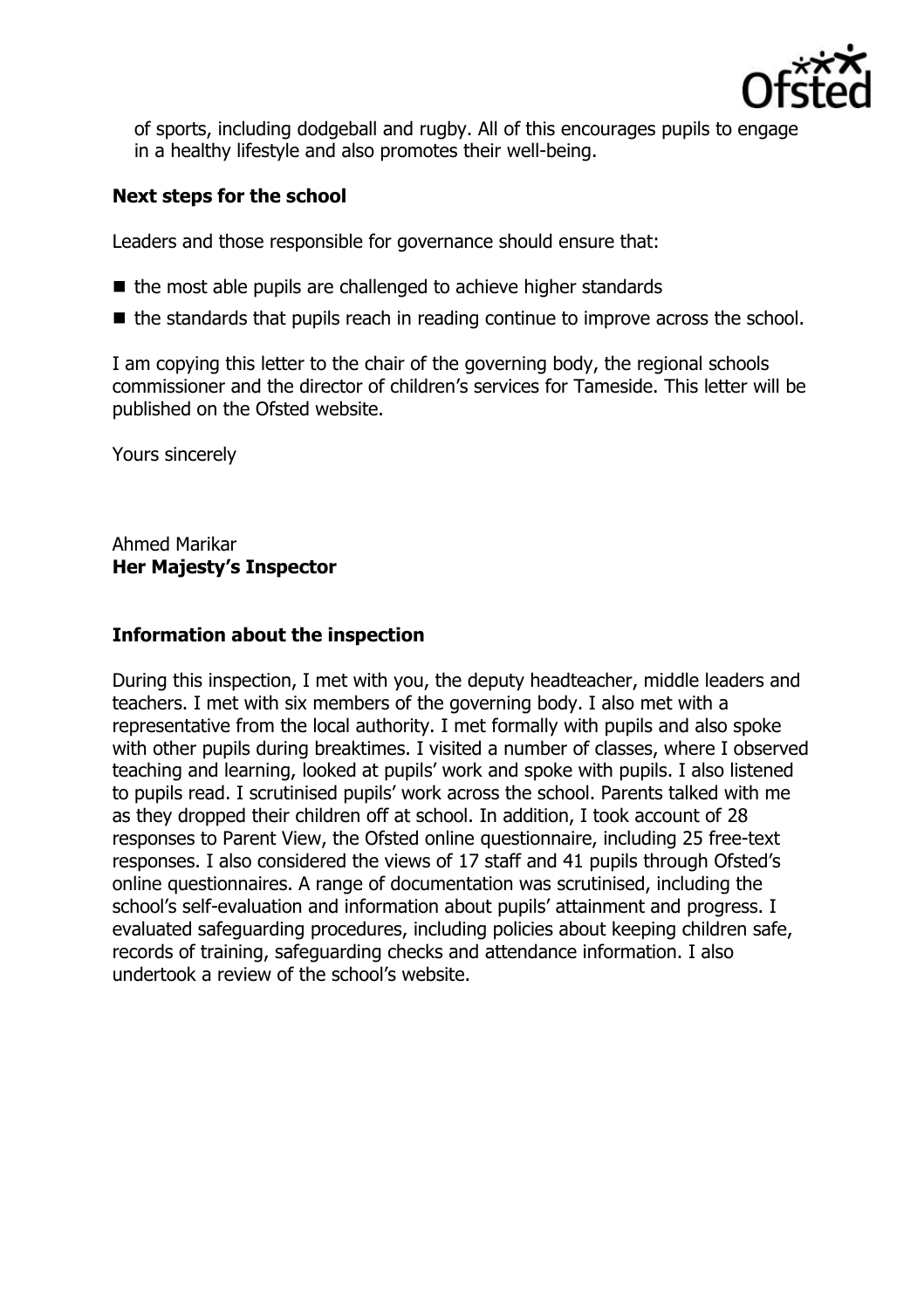of sports, including dodgeball and rugby. All of this encourages pupils to engage in a healthy lifestyle and also promotes their well-being.

### Next steps for the school

Leaders and those responsible for governance should ensure that:

- the most able pupils are challenged to achieve higher standards
- the standards that pupils reach in reading continue to improve across the school.

I am copying this letter to the chair of the governing body, the regional schools commissioner and the director of children's services for Tameside. This letter will be published on the Ofsted website.

Yours sincerely

Ahmed Marikar
**Her Majesty's Inspector**

### Information about the inspection

During this inspection, I met with you, the deputy headteacher, middle leaders and teachers. I met with six members of the governing body. I also met with a representative from the local authority. I met formally with pupils and also spoke with other pupils during breaktimes. I visited a number of classes, where I observed teaching and learning, looked at pupils' work and spoke with pupils. I also listened to pupils read. I scrutinised pupils' work across the school. Parents talked with me as they dropped their children off at school. In addition, I took account of 28 responses to Parent View, the Ofsted online questionnaire, including 25 free-text responses. I also considered the views of 17 staff and 41 pupils through Ofsted's online questionnaires. A range of documentation was scrutinised, including the school's self-evaluation and information about pupils' attainment and progress. I evaluated safeguarding procedures, including policies about keeping children safe, records of training, safeguarding checks and attendance information. I also undertook a review of the school's website.